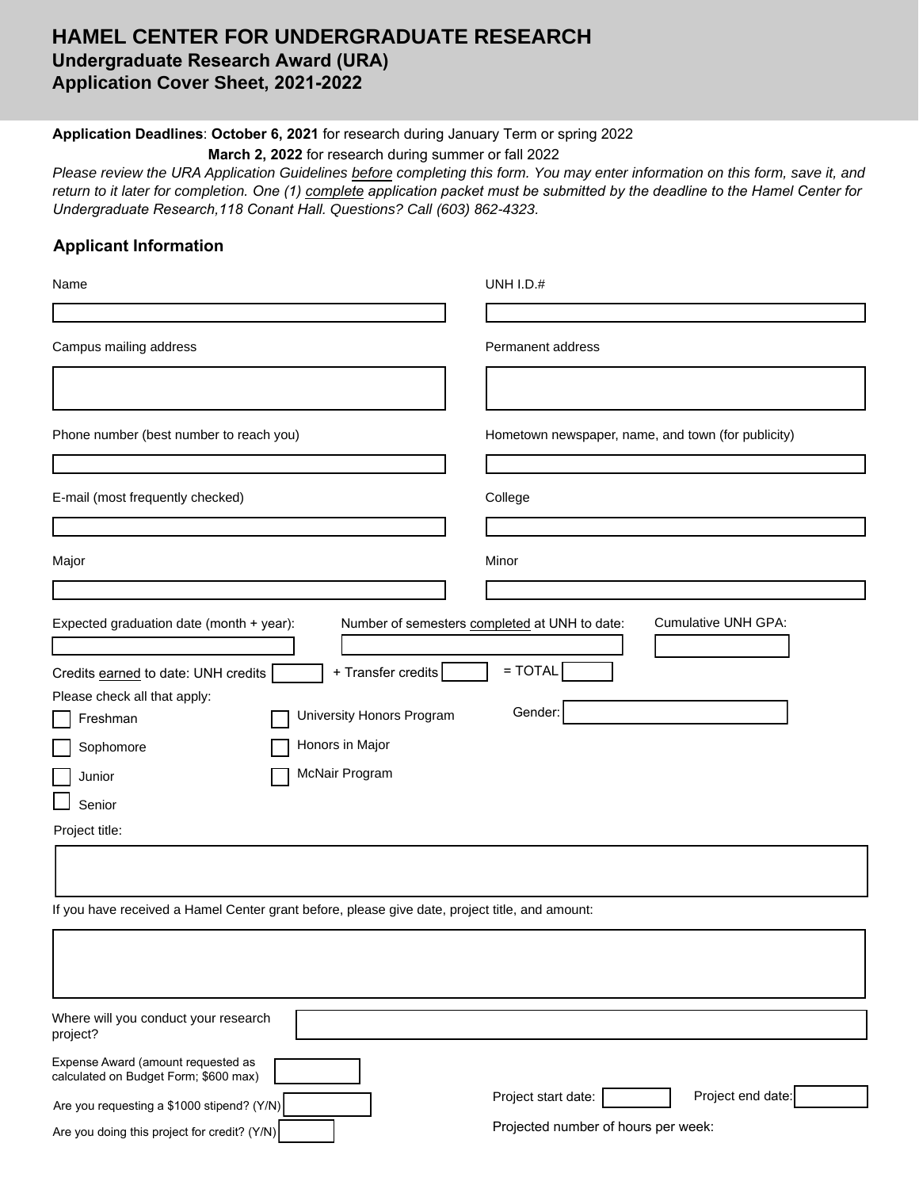# HAMEL CENTER FOR UNDERGRADUATE RESEARCH

## Undergraduate Research Award (URA)

## Application Cover Sheet, 2021-2022

**Application Deadlines**: **October 6, 2021** for research during January Term or spring 2022

**March 2, 2022** for research during summer or fall 2022

*Please review the URA Application Guidelines before completing this form. You may enter information on this form, save it, and return to it later for completion. One (1) complete application packet must be submitted by the deadline to the Hamel Center for Undergraduate Research,118 Conant Hall. Questions? Call (603) 862-4323.*

### Applicant Information

Name

UNH I.D.#

Campus mailing address

Permanent address

Phone number (best number to reach you)

Hometown newspaper, name, and town (for publicity)

E-mail (most frequently checked)

College

Major

Minor

Expected graduation date (month + year):

Number of semesters completed at UNH to date:

Cumulative UNH GPA:

Credits earned to date: UNH credits + Transfer credits = TOTAL

Please check all that apply:

- [ ] Freshman
- [ ] Sophomore
- [ ] Junior
- [ ] Senior

- [ ] University Honors Program
- [ ] Honors in Major
- [ ] McNair Program

Gender:

Project title:

If you have received a Hamel Center grant before, please give date, project title, and amount:

Where will you conduct your research project?

Expense Award (amount requested as calculated on Budget Form; $600 max)

Are you requesting a $1000 stipend? (Y/N)

Are you doing this project for credit? (Y/N)

Project start date:

Project end date:

Projected number of hours per week: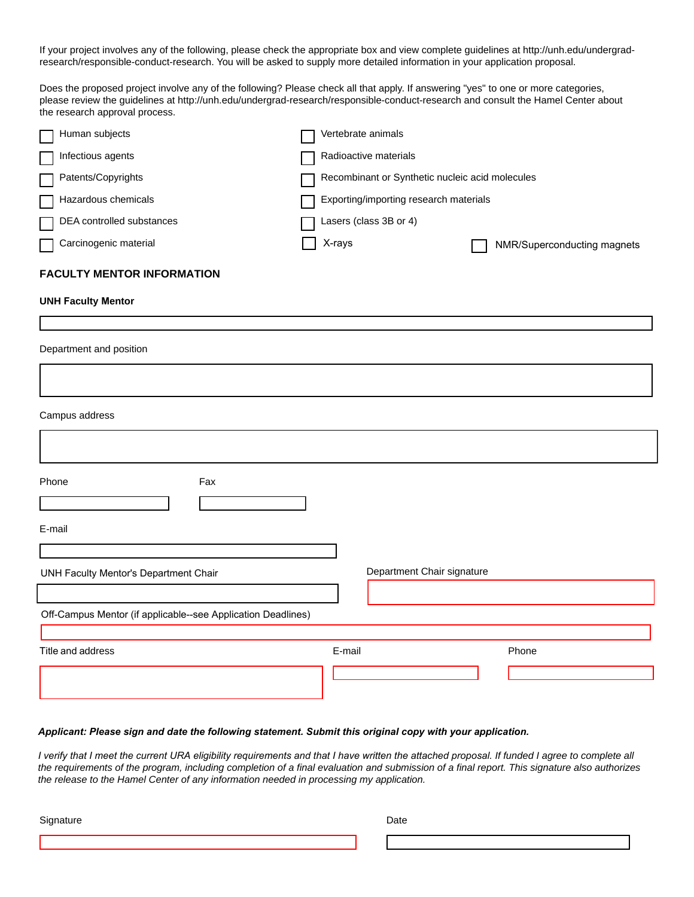If your project involves any of the following, please check the appropriate box and view complete guidelines at http://unh.edu/undergrad-research/responsible-conduct-research. You will be asked to supply more detailed information in your application proposal.

Does the proposed project involve any of the following? Please check all that apply. If answering "yes" to one or more categories, please review the guidelines at http://unh.edu/undergrad-research/responsible-conduct-research and consult the Hamel Center about the research approval process.

- ☐ Human subjects
- ☐ Vertebrate animals
- ☐ Infectious agents
- ☐ Radioactive materials
- ☐ Patents/Copyrights
- ☐ Recombinant or Synthetic nucleic acid molecules
- ☐ Hazardous chemicals
- ☐ Exporting/importing research materials
- ☐ DEA controlled substances
- ☐ Lasers (class 3B or 4)
- ☐ Carcinogenic material
- ☐ X-rays
- ☐ NMR/Superconducting magnets

## FACULTY MENTOR INFORMATION

**UNH Faculty Mentor**

Department and position

Campus address

Phone

Fax

E-mail

UNH Faculty Mentor's Department Chair

Department Chair signature

Off-Campus Mentor (if applicable--see Application Deadlines)

Title and address

E-mail

Phone

***Applicant: Please sign and date the following statement. Submit this original copy with your application.***

*I verify that I meet the current URA eligibility requirements and that I have written the attached proposal. If funded I agree to complete all the requirements of the program, including completion of a final evaluation and submission of a final report. This signature also authorizes the release to the Hamel Center of any information needed in processing my application.*

Signature

Date